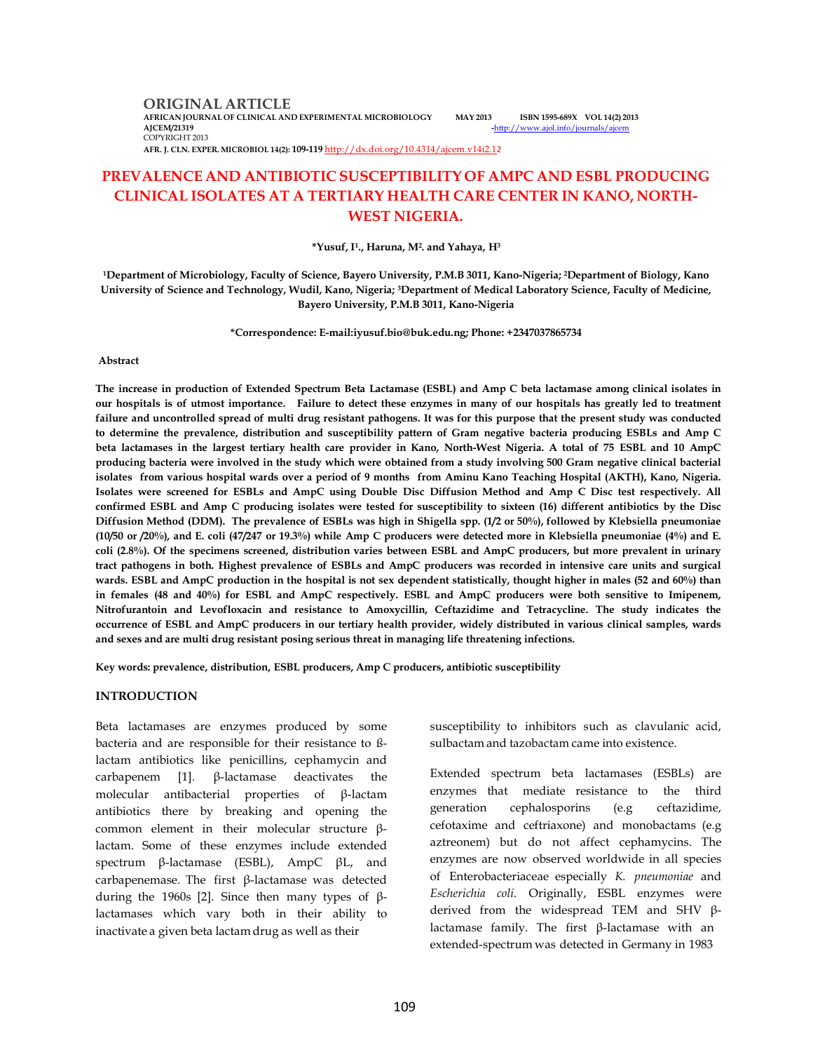ORIGINAL ARTICLE

AFRICAN JOURNAL OF CLINICAL AND EXPERIMENTAL MICROBIOLOGY MAY 2013 ISBN 1595-689X VOL 14(2) 2013
AJCEM/21319 -http://www.ajol.info/journals/ajcem
COPYRIGHT 2013
AFR. J. CLN. EXPER. MICROBIOL 14(2): 109-119 http://dx.doi.org/10.4314/ajcem.v14i2.12

# PREVALENCE AND ANTIBIOTIC SUSCEPTIBILITY OF AMPC AND ESBL PRODUCING CLINICAL ISOLATES AT A TERTIARY HEALTH CARE CENTER IN KANO, NORTH-WEST NIGERIA.

**\*Yusuf, I[1]., Haruna, M[2]. and Yahaya, H[3]**

**[1]Department of Microbiology, Faculty of Science, Bayero University, P.M.B 3011, Kano-Nigeria; [2]Department of Biology, Kano University of Science and Technology, Wudil, Kano, Nigeria; [3]Department of Medical Laboratory Science, Faculty of Medicine, Bayero University, P.M.B 3011, Kano-Nigeria**

**\*Correspondence: E-mail:iyusuf.bio@buk.edu.ng; Phone: +2347037865734**

**Abstract**

**The increase in production of Extended Spectrum Beta Lactamase (ESBL) and Amp C beta lactamase among clinical isolates in our hospitals is of utmost importance. Failure to detect these enzymes in many of our hospitals has greatly led to treatment failure and uncontrolled spread of multi drug resistant pathogens. It was for this purpose that the present study was conducted to determine the prevalence, distribution and susceptibility pattern of Gram negative bacteria producing ESBLs and Amp C beta lactamases in the largest tertiary health care provider in Kano, North-West Nigeria. A total of 75 ESBL and 10 AmpC producing bacteria were involved in the study which were obtained from a study involving 500 Gram negative clinical bacterial isolates from various hospital wards over a period of 9 months from Aminu Kano Teaching Hospital (AKTH), Kano, Nigeria. Isolates were screened for ESBLs and AmpC using Double Disc Diffusion Method and Amp C Disc test respectively. All confirmed ESBL and Amp C producing isolates were tested for susceptibility to sixteen (16) different antibiotics by the Disc Diffusion Method (DDM). The prevalence of ESBLs was high in Shigella spp. (1/2 or 50%), followed by Klebsiella pneumoniae (10/50 or /20%), and E. coli (47/247 or 19.3%) while Amp C producers were detected more in Klebsiella pneumoniae (4%) and E. coli (2.8%). Of the specimens screened, distribution varies between ESBL and AmpC producers, but more prevalent in urinary tract pathogens in both. Highest prevalence of ESBLs and AmpC producers was recorded in intensive care units and surgical wards. ESBL and AmpC production in the hospital is not sex dependent statistically, thought higher in males (52 and 60%) than in females (48 and 40%) for ESBL and AmpC respectively. ESBL and AmpC producers were both sensitive to Imipenem, Nitrofurantoin and Levofloxacin and resistance to Amoxycillin, Ceftazidime and Tetracycline. The study indicates the occurrence of ESBL and AmpC producers in our tertiary health provider, widely distributed in various clinical samples, wards and sexes and are multi drug resistant posing serious threat in managing life threatening infections.**

**Key words: prevalence, distribution, ESBL producers, Amp C producers, antibiotic susceptibility**

## INTRODUCTION

Beta lactamases are enzymes produced by some bacteria and are responsible for their resistance to ß-lactam antibiotics like penicillins, cephamycin and carbapenem [1]. β-lactamase deactivates the molecular antibacterial properties of β-lactam antibiotics there by breaking and opening the common element in their molecular structure β-lactam. Some of these enzymes include extended spectrum β-lactamase (ESBL), AmpC βL, and carbapenemase. The first β-lactamase was detected during the 1960s [2]. Since then many types of β-lactamases which vary both in their ability to inactivate a given beta lactam drug as well as their susceptibility to inhibitors such as clavulanic acid, sulbactam and tazobactam came into existence.

Extended spectrum beta lactamases (ESBLs) are enzymes that mediate resistance to the third generation cephalosporins (e.g ceftazidime, cefotaxime and ceftriaxone) and monobactams (e.g aztreonem) but do not affect cephamycins. The enzymes are now observed worldwide in all species of Enterobacteriaceae especially *K. pneumoniae* and *Escherichia coli*. Originally, ESBL enzymes were derived from the widespread TEM and SHV β-lactamase family. The first β-lactamase with an extended-spectrum was detected in Germany in 1983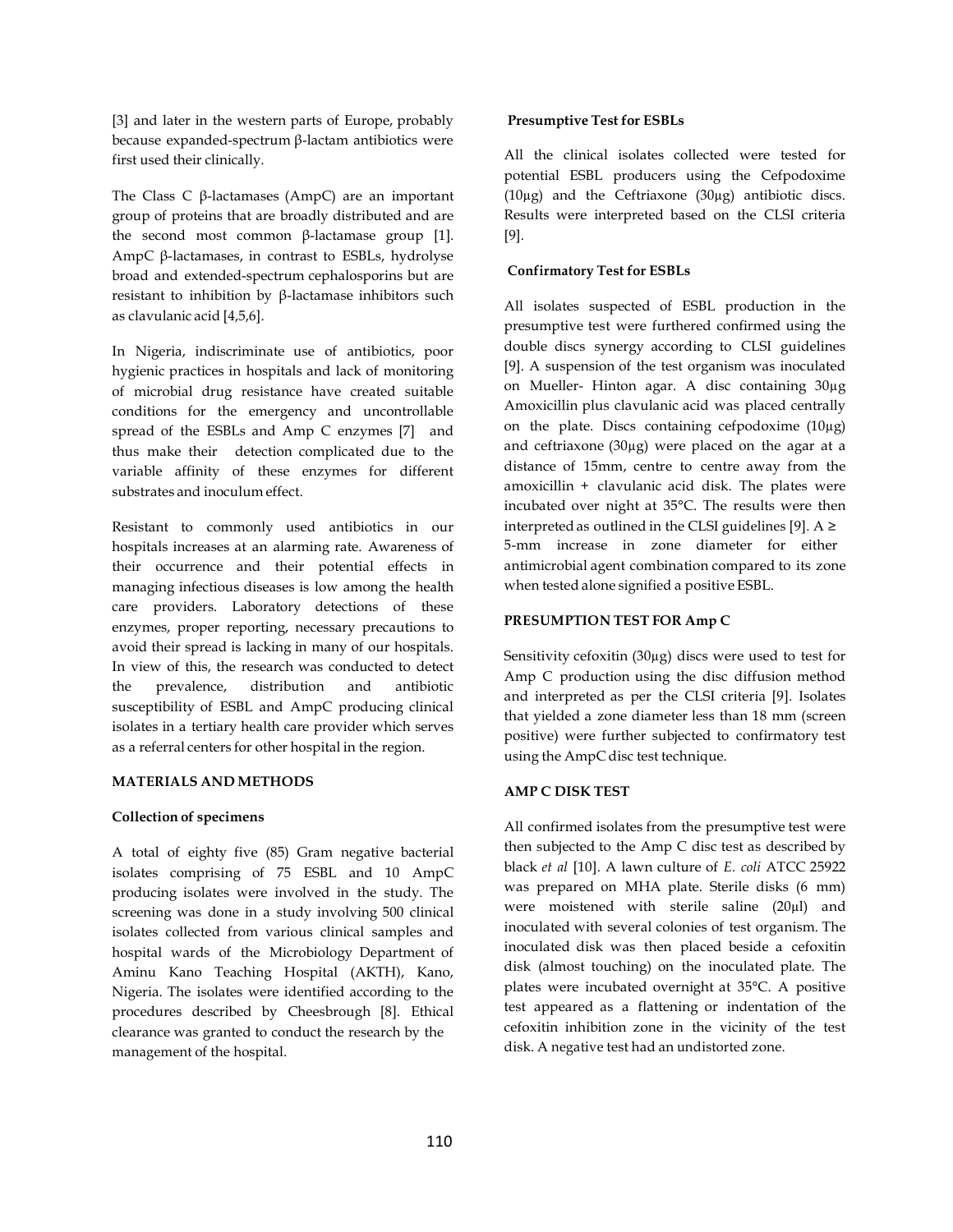[3] and later in the western parts of Europe, probably because expanded-spectrum β-lactam antibiotics were first used their clinically.

The Class C β-lactamases (AmpC) are an important group of proteins that are broadly distributed and are the second most common β-lactamase group [1]. AmpC β-lactamases, in contrast to ESBLs, hydrolyse broad and extended-spectrum cephalosporins but are resistant to inhibition by β-lactamase inhibitors such as clavulanic acid [4,5,6].

In Nigeria, indiscriminate use of antibiotics, poor hygienic practices in hospitals and lack of monitoring of microbial drug resistance have created suitable conditions for the emergency and uncontrollable spread of the ESBLs and Amp C enzymes [7] and thus make their detection complicated due to the variable affinity of these enzymes for different substrates and inoculum effect.

Resistant to commonly used antibiotics in our hospitals increases at an alarming rate. Awareness of their occurrence and their potential effects in managing infectious diseases is low among the health care providers. Laboratory detections of these enzymes, proper reporting, necessary precautions to avoid their spread is lacking in many of our hospitals. In view of this, the research was conducted to detect the prevalence, distribution and antibiotic susceptibility of ESBL and AmpC producing clinical isolates in a tertiary health care provider which serves as a referral centers for other hospital in the region.

## MATERIALS AND METHODS

### Collection of specimens

A total of eighty five (85) Gram negative bacterial isolates comprising of 75 ESBL and 10 AmpC producing isolates were involved in the study. The screening was done in a study involving 500 clinical isolates collected from various clinical samples and hospital wards of the Microbiology Department of Aminu Kano Teaching Hospital (AKTH), Kano, Nigeria. The isolates were identified according to the procedures described by Cheesbrough [8]. Ethical clearance was granted to conduct the research by the management of the hospital.

### Presumptive Test for ESBLs

All the clinical isolates collected were tested for potential ESBL producers using the Cefpodoxime (10μg) and the Ceftriaxone (30μg) antibiotic discs. Results were interpreted based on the CLSI criteria [9].

### Confirmatory Test for ESBLs

All isolates suspected of ESBL production in the presumptive test were furthered confirmed using the double discs synergy according to CLSI guidelines [9]. A suspension of the test organism was inoculated on Mueller- Hinton agar. A disc containing 30μg Amoxicillin plus clavulanic acid was placed centrally on the plate. Discs containing cefpodoxime (10μg) and ceftriaxone (30μg) were placed on the agar at a distance of 15mm, centre to centre away from the amoxicillin + clavulanic acid disk. The plates were incubated over night at 35°C. The results were then interpreted as outlined in the CLSI guidelines [9]. A ≥ 5-mm increase in zone diameter for either antimicrobial agent combination compared to its zone when tested alone signified a positive ESBL.

### PRESUMPTION TEST FOR Amp C

Sensitivity cefoxitin (30μg) discs were used to test for Amp C production using the disc diffusion method and interpreted as per the CLSI criteria [9]. Isolates that yielded a zone diameter less than 18 mm (screen positive) were further subjected to confirmatory test using the AmpC disc test technique.

### AMP C DISK TEST

All confirmed isolates from the presumptive test were then subjected to the Amp C disc test as described by black *et al* [10]. A lawn culture of *E. coli* ATCC 25922 was prepared on MHA plate. Sterile disks (6 mm) were moistened with sterile saline (20μl) and inoculated with several colonies of test organism. The inoculated disk was then placed beside a cefoxitin disk (almost touching) on the inoculated plate. The plates were incubated overnight at 35°C. A positive test appeared as a flattening or indentation of the cefoxitin inhibition zone in the vicinity of the test disk. A negative test had an undistorted zone.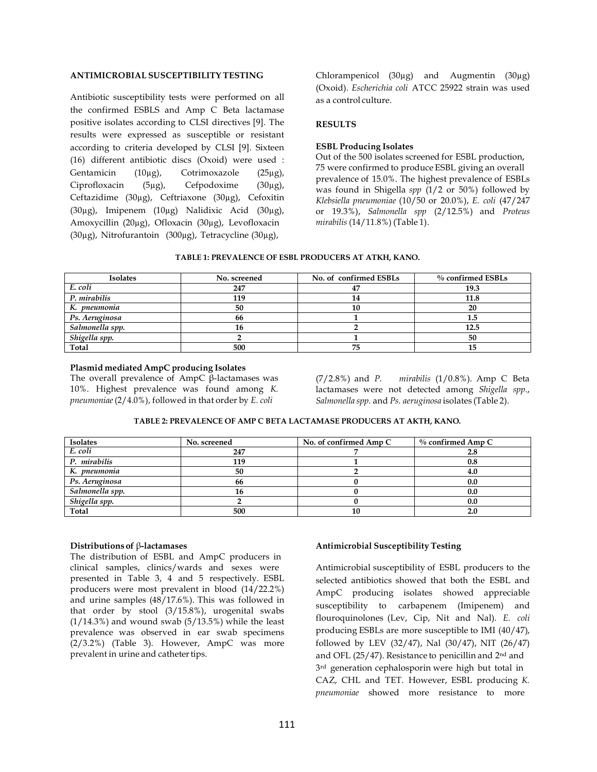## ANTIMICROBIAL SUSCEPTIBILITY TESTING

Antibiotic susceptibility tests were performed on all the confirmed ESBLS and Amp C Beta lactamase positive isolates according to CLSI directives [9]. The results were expressed as susceptible or resistant according to criteria developed by CLSI [9]. Sixteen (16) different antibiotic discs (Oxoid) were used : Gentamicin (10µg), Cotrimoxazole (25µg), Ciprofloxacin (5µg), Cefpodoxime (30µg), Ceftazidime (30µg), Ceftriaxone (30µg), Cefoxitin (30µg), Imipenem (10µg) Nalidixic Acid (30µg), Amoxycillin (20µg), Ofloxacin (30µg), Levofloxacin (30µg), Nitrofurantoin (300µg), Tetracycline (30µg), Chlorampenicol (30µg) and Augmentin (30µg) (Oxoid). *Escherichia coli* ATCC 25922 strain was used as a control culture.

## RESULTS

### ESBL Producing Isolates

Out of the 500 isolates screened for ESBL production, 75 were confirmed to produce ESBL giving an overall prevalence of 15.0%. The highest prevalence of ESBLs was found in Shigella *spp* (1/2 or 50%) followed by *Klebsiella pneumoniae* (10/50 or 20.0%), *E. coli* (47/247 or 19.3%), *Salmonella spp* (2/12.5%) and *Proteus mirabilis* (14/11.8%) (Table 1).

**TABLE 1: PREVALENCE OF ESBL PRODUCERS AT ATKH, KANO.**

| Isolates | No. screened | No. of confirmed ESBLs | % confirmed ESBLs |
|---|---|---|---|
| *E. coli* | 247 | 47 | 19.3 |
| *P. mirabilis* | 119 | 14 | 11.8 |
| *K. pneumonia* | 50 | 10 | 20 |
| *Ps. Aeruginosa* | 66 | 1 | 1.5 |
| *Salmonella spp.* | 16 | 2 | 12.5 |
| *Shigella spp.* | 2 | 1 | 50 |
| **Total** | **500** | **75** | **15** |

### Plasmid mediated AmpC producing Isolates

The overall prevalence of AmpC β-lactamases was 10%. Highest prevalence was found among *K. pneumoniae* (2/4.0%), followed in that order by *E. coli* (7/2.8%) and *P. mirabilis* (1/0.8%). Amp C Beta lactamases were not detected among *Shigella spp*., *Salmonella spp.* and *Ps. aeruginosa* isolates (Table 2).

**TABLE 2: PREVALENCE OF AMP C BETA LACTAMASE PRODUCERS AT AKTH, KANO.**

| Isolates | No. screened | No. of confirmed Amp C | % confirmed Amp C |
|---|---|---|---|
| *E. coli* | 247 | 7 | 2.8 |
| *P. mirabilis* | 119 | 1 | 0.8 |
| *K. pneumonia* | 50 | 2 | 4.0 |
| *Ps. Aeruginosa* | 66 | 0 | 0.0 |
| *Salmonella spp.* | 16 | 0 | 0.0 |
| *Shigella spp.* | 2 | 0 | 0.0 |
| **Total** | **500** | **10** | **2.0** |

### Distributions of β-lactamases

The distribution of ESBL and AmpC producers in clinical samples, clinics/wards and sexes were presented in Table 3, 4 and 5 respectively. ESBL producers were most prevalent in blood (14/22.2%) and urine samples (48/17.6%). This was followed in that order by stool (3/15.8%), urogenital swabs (1/14.3%) and wound swab (5/13.5%) while the least prevalence was observed in ear swab specimens (2/3.2%) (Table 3). However, AmpC was more prevalent in urine and catheter tips.

### Antimicrobial Susceptibility Testing

Antimicrobial susceptibility of ESBL producers to the selected antibiotics showed that both the ESBL and AmpC producing isolates showed appreciable susceptibility to carbapenem (Imipenem) and flouroquinolones (Lev, Cip, Nit and Nal). *E. coli* producing ESBLs are more susceptible to IMI (40/47), followed by LEV (32/47), Nal (30/47), NIT (26/47) and OFL (25/47). Resistance to penicillin and 2nd and 3rd generation cephalosporin were high but total in CAZ, CHL and TET. However, ESBL producing *K. pneumoniae* showed more resistance to more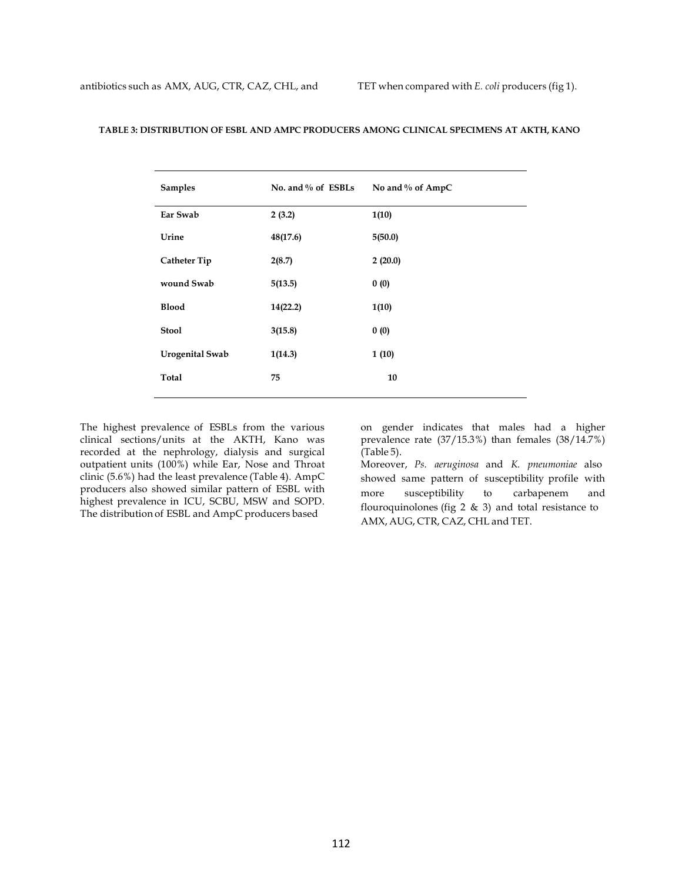antibiotics such as AMX, AUG, CTR, CAZ, CHL, and TET when compared with *E. coli* producers (fig 1).

**TABLE 3: DISTRIBUTION OF ESBL AND AMPC PRODUCERS AMONG CLINICAL SPECIMENS AT AKTH, KANO**

| Samples | No. and % of ESBLs | No and % of AmpC |
|---|---|---|
| Ear Swab | 2 (3.2) | 1(10) |
| Urine | 48(17.6) | 5(50.0) |
| Catheter Tip | 2(8.7) | 2 (20.0) |
| wound Swab | 5(13.5) | 0 (0) |
| Blood | 14(22.2) | 1(10) |
| Stool | 3(15.8) | 0 (0) |
| Urogenital Swab | 1(14.3) | 1 (10) |
| Total | 75 | 10 |

The highest prevalence of ESBLs from the various clinical sections/units at the AKTH, Kano was recorded at the nephrology, dialysis and surgical outpatient units (100%) while Ear, Nose and Throat clinic (5.6%) had the least prevalence (Table 4). AmpC producers also showed similar pattern of ESBL with highest prevalence in ICU, SCBU, MSW and SOPD. The distribution of ESBL and AmpC producers based on gender indicates that males had a higher prevalence rate (37/15.3%) than females (38/14.7%) (Table 5).

Moreover, *Ps. aeruginosa* and *K. pneumoniae* also showed same pattern of susceptibility profile with more susceptibility to carbapenem and flouroquinolones (fig 2 & 3) and total resistance to AMX, AUG, CTR, CAZ, CHL and TET.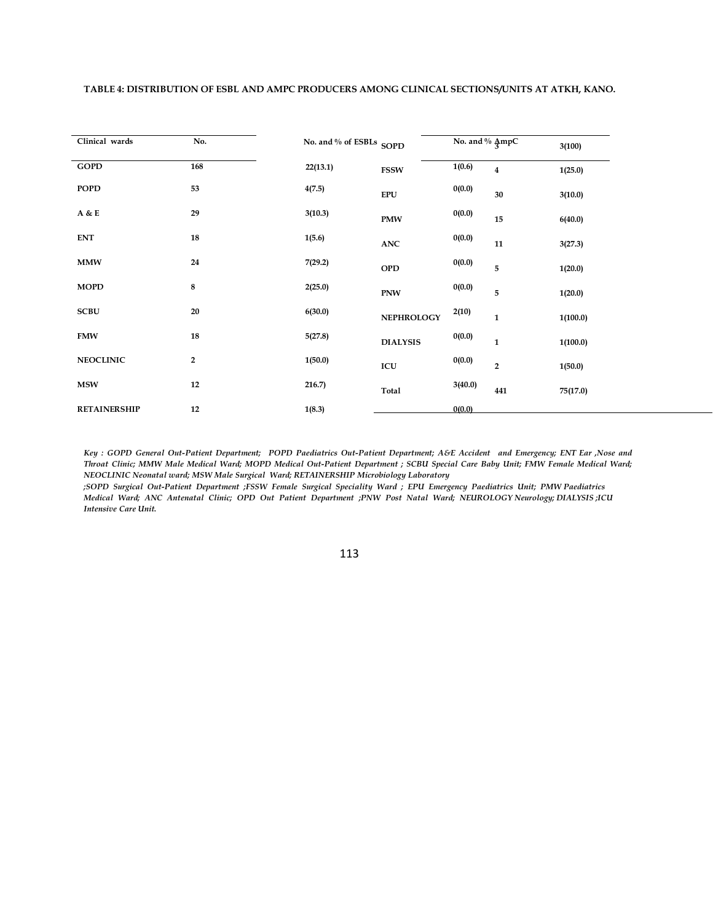**TABLE 4: DISTRIBUTION OF ESBL AND AMPC PRODUCERS AMONG CLINICAL SECTIONS/UNITS AT ATKH, KANO.**

| Clinical wards | No. | No. and % of ESBLs | No. and % AmpC |
|---|---|---|---|
| GOPD | 168 | 22(13.1) | 1(0.6) |
| POPD | 53 | 4(7.5) | 0(0.0) |
| A & E | 29 | 3(10.3) | 0(0.0) |
| ENT | 18 | 1(5.6) | 0(0.0) |
| MMW | 24 | 7(29.2) | 0(0.0) |
| MOPD | 8 | 2(25.0) | 0(0.0) |
| SCBU | 20 | 6(30.0) | 2(10) |
| FMW | 18 | 5(27.8) | 0(0.0) |
| NEOCLINIC | 2 | 1(50.0) | 0(0.0) |
| MSW | 12 | 216.7) | 3(40.0) |
| RETAINERSHIP | 12 | 1(8.3) | 0(0.0) |
| SOPD | 3 | 3(100) | |
| FSSW | 4 | 1(25.0) | |
| EPU | 30 | 3(10.0) | |
| PMW | 15 | 6(40.0) | |
| ANC | 11 | 3(27.3) | |
| OPD | 5 | 1(20.0) | |
| PNW | 5 | 1(20.0) | |
| NEPHROLOGY | 1 | 1(100.0) | |
| DIALYSIS | 1 | 1(100.0) | |
| ICU | 2 | 1(50.0) | |
| Total | 441 | 75(17.0) | |

*Key : GOPD General Out-Patient Department; POPD Paediatrics Out-Patient Department; A&E Accident and Emergency; ENT Ear ,Nose and Throat Clinic; MMW Male Medical Ward; MOPD Medical Out-Patient Department ; SCBU Special Care Baby Unit; FMW Female Medical Ward; NEOCLINIC Neonatal ward; MSW Male Surgical Ward; RETAINERSHIP Microbiology Laboratory ;SOPD Surgical Out-Patient Department ;FSSW Female Surgical Speciality Ward ; EPU Emergency Paediatrics Unit; PMW Paediatrics Medical Ward; ANC Antenatal Clinic; OPD Out Patient Department ;PNW Post Natal Ward; NEUROLOGY Neurology; DIALYSIS ;ICU Intensive Care Unit.*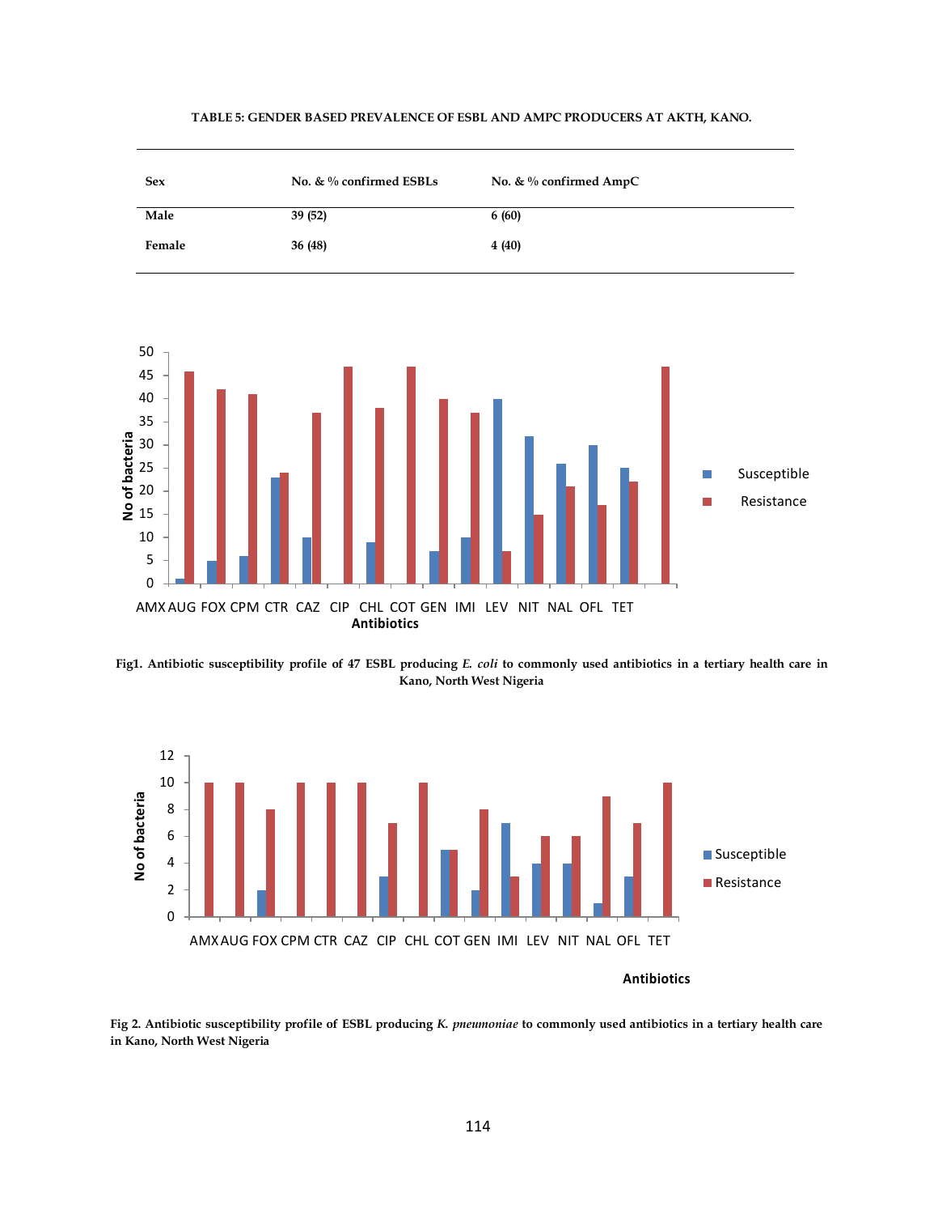**TABLE 5: GENDER BASED PREVALENCE OF ESBL AND AMPC PRODUCERS AT AKTH, KANO.**

| Sex | No. & % confirmed ESBLs | No. & % confirmed AmpC |
|---|---|---|
| Male | 39 (52) | 6 (60) |
| Female | 36 (48) | 4 (40) |

**Fig1. Antibiotic susceptibility profile of 47 ESBL producing *E. coli* to commonly used antibiotics in a tertiary health care in Kano, North West Nigeria**

**Fig 2. Antibiotic susceptibility profile of ESBL producing *K. pneumoniae* to commonly used antibiotics in a tertiary health care in Kano, North West Nigeria**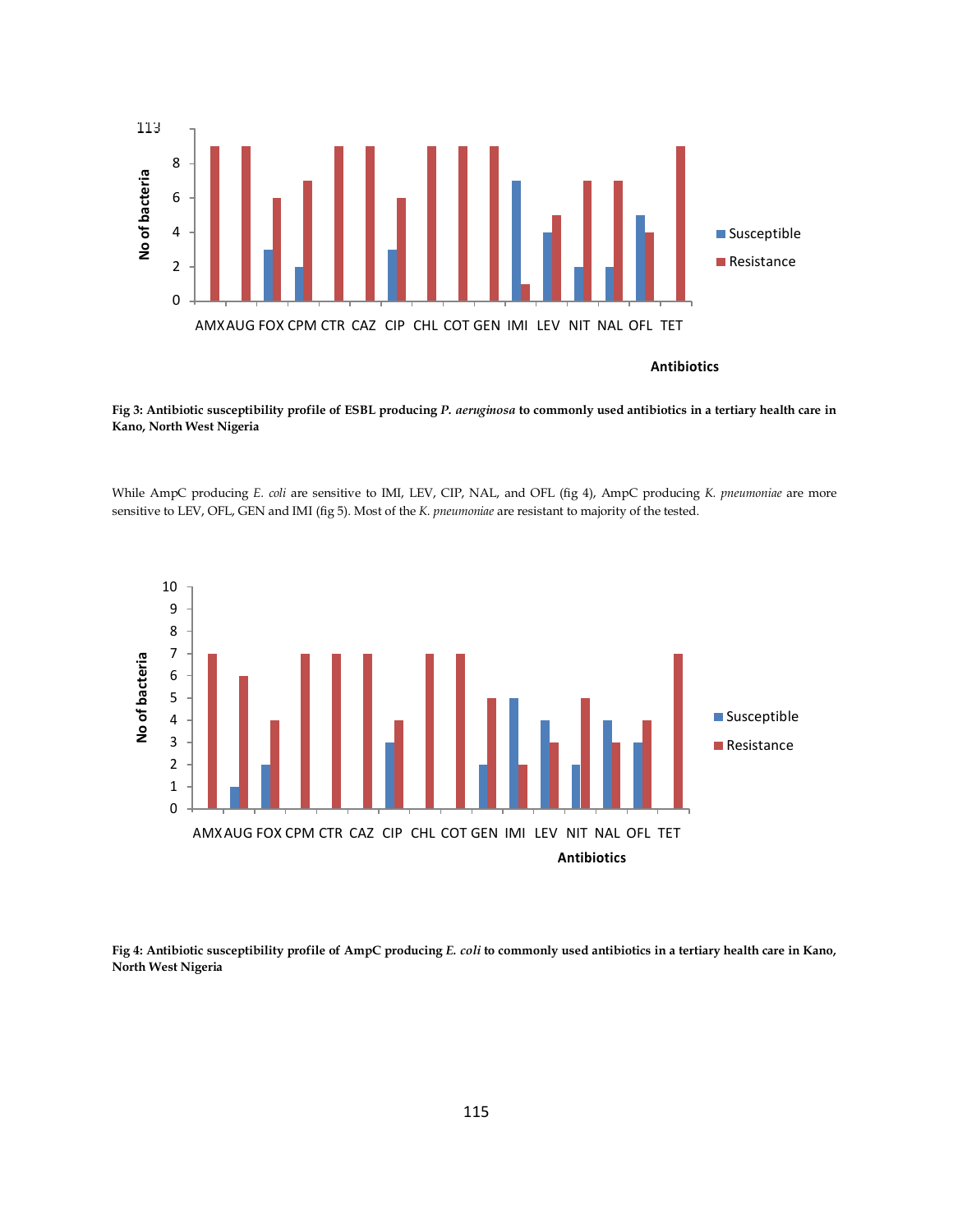**Fig 3: Antibiotic susceptibility profile of ESBL producing *P. aeruginosa* to commonly used antibiotics in a tertiary health care in Kano, North West Nigeria**

While AmpC producing *E. coli* are sensitive to IMI, LEV, CIP, NAL, and OFL (fig 4), AmpC producing *K. pneumoniae* are more sensitive to LEV, OFL, GEN and IMI (fig 5). Most of the *K. pneumoniae* are resistant to majority of the tested.

**Fig 4: Antibiotic susceptibility profile of AmpC producing *E. coli* to commonly used antibiotics in a tertiary health care in Kano, North West Nigeria**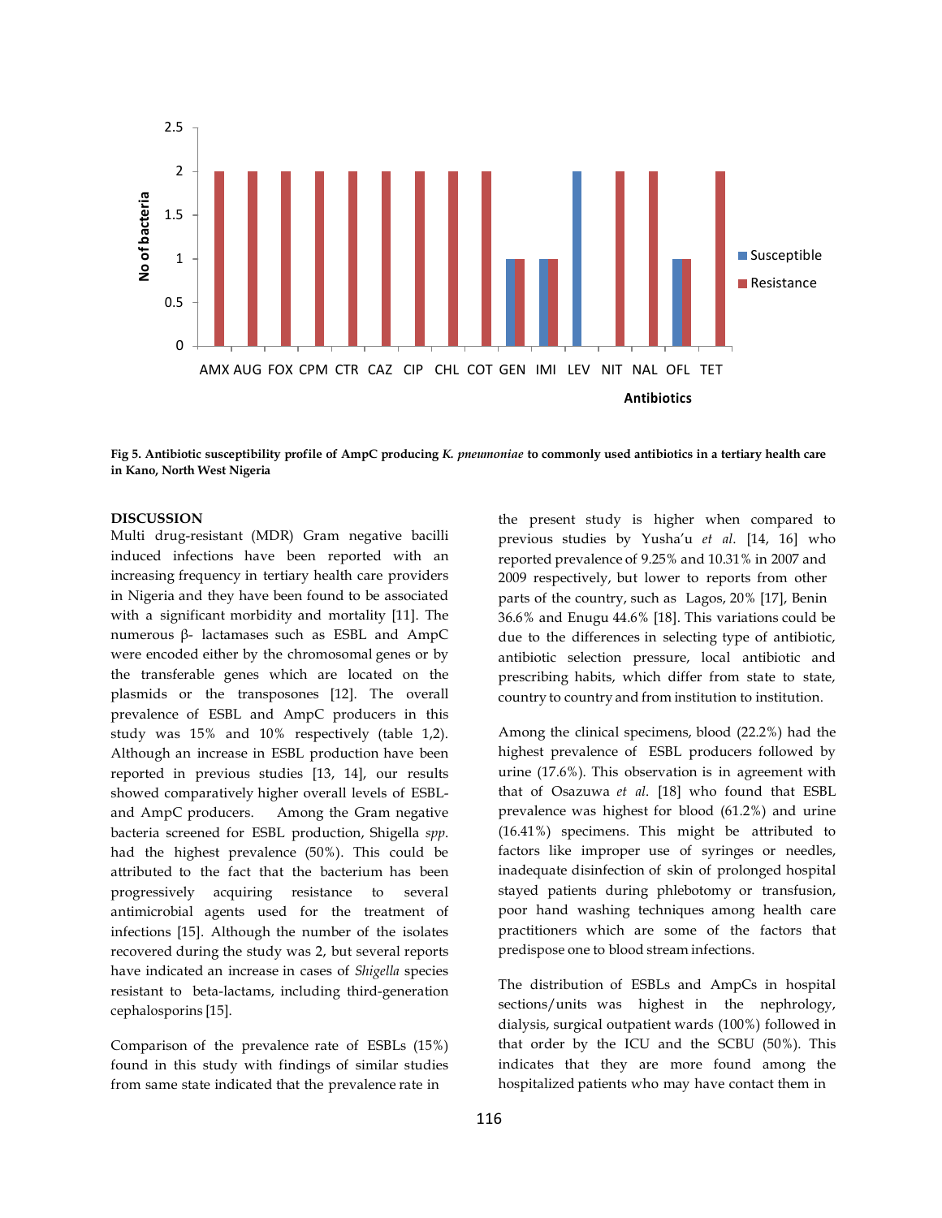Fig 5. **Antibiotic susceptibility profile of AmpC producing *K. pneumoniae* to commonly used antibiotics in a tertiary health care in Kano, North West Nigeria**

## DISCUSSION

Multi drug-resistant (MDR) Gram negative bacilli induced infections have been reported with an increasing frequency in tertiary health care providers in Nigeria and they have been found to be associated with a significant morbidity and mortality [11]. The numerous β- lactamases such as ESBL and AmpC were encoded either by the chromosomal genes or by the transferable genes which are located on the plasmids or the transposones [12]. The overall prevalence of ESBL and AmpC producers in this study was 15% and 10% respectively (table 1,2). Although an increase in ESBL production have been reported in previous studies [13, 14], our results showed comparatively higher overall levels of ESBL- and AmpC producers. Among the Gram negative bacteria screened for ESBL production, Shigella *spp*. had the highest prevalence (50%). This could be attributed to the fact that the bacterium has been progressively acquiring resistance to several antimicrobial agents used for the treatment of infections [15]. Although the number of the isolates recovered during the study was 2, but several reports have indicated an increase in cases of *Shigella* species resistant to beta-lactams, including third-generation cephalosporins [15].

Comparison of the prevalence rate of ESBLs (15%) found in this study with findings of similar studies from same state indicated that the prevalence rate in the present study is higher when compared to previous studies by Yusha'u *et al*. [14, 16] who reported prevalence of 9.25% and 10.31% in 2007 and 2009 respectively, but lower to reports from other parts of the country, such as Lagos, 20% [17], Benin 36.6% and Enugu 44.6% [18]. This variations could be due to the differences in selecting type of antibiotic, antibiotic selection pressure, local antibiotic and prescribing habits, which differ from state to state, country to country and from institution to institution.

Among the clinical specimens, blood (22.2%) had the highest prevalence of ESBL producers followed by urine (17.6%). This observation is in agreement with that of Osazuwa *et al*. [18] who found that ESBL prevalence was highest for blood (61.2%) and urine (16.41%) specimens. This might be attributed to factors like improper use of syringes or needles, inadequate disinfection of skin of prolonged hospital stayed patients during phlebotomy or transfusion, poor hand washing techniques among health care practitioners which are some of the factors that predispose one to blood stream infections.

The distribution of ESBLs and AmpCs in hospital sections/units was highest in the nephrology, dialysis, surgical outpatient wards (100%) followed in that order by the ICU and the SCBU (50%). This indicates that they are more found among the hospitalized patients who may have contact them in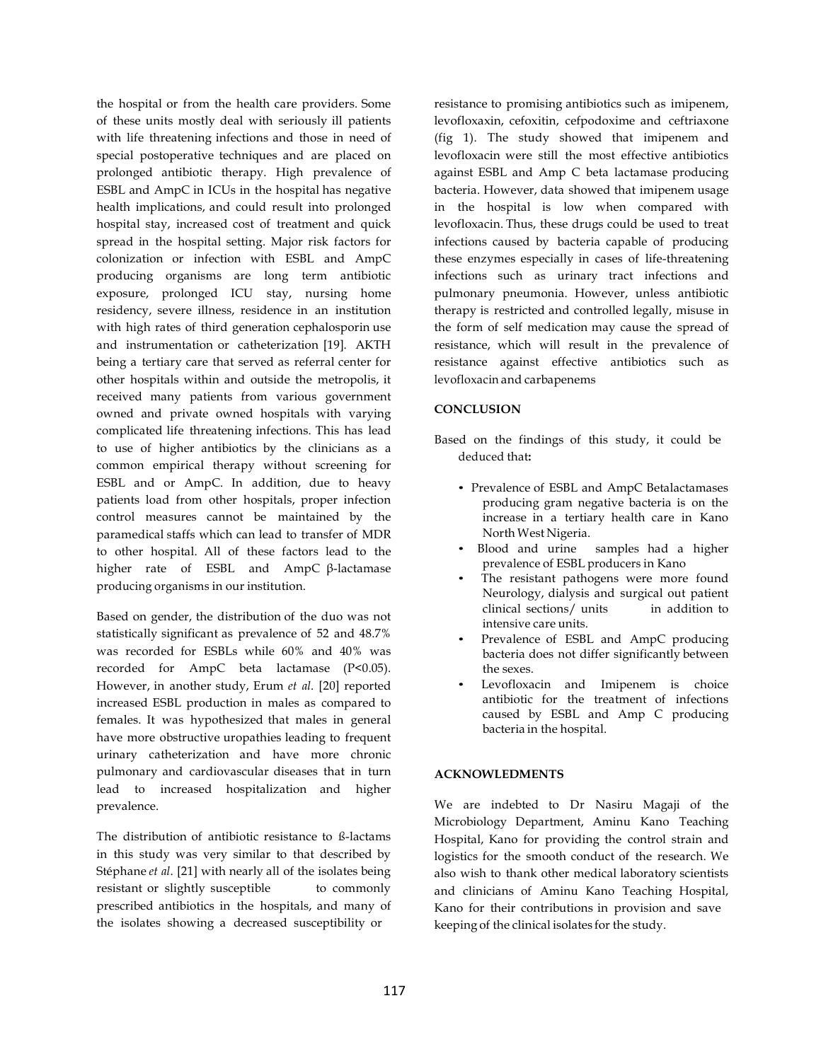the hospital or from the health care providers. Some of these units mostly deal with seriously ill patients with life threatening infections and those in need of special postoperative techniques and are placed on prolonged antibiotic therapy. High prevalence of ESBL and AmpC in ICUs in the hospital has negative health implications, and could result into prolonged hospital stay, increased cost of treatment and quick spread in the hospital setting. Major risk factors for colonization or infection with ESBL and AmpC producing organisms are long term antibiotic exposure, prolonged ICU stay, nursing home residency, severe illness, residence in an institution with high rates of third generation cephalosporin use and instrumentation or catheterization [19]. AKTH being a tertiary care that served as referral center for other hospitals within and outside the metropolis, it received many patients from various government owned and private owned hospitals with varying complicated life threatening infections. This has lead to use of higher antibiotics by the clinicians as a common empirical therapy without screening for ESBL and or AmpC. In addition, due to heavy patients load from other hospitals, proper infection control measures cannot be maintained by the paramedical staffs which can lead to transfer of MDR to other hospital. All of these factors lead to the higher rate of ESBL and AmpC β-lactamase producing organisms in our institution.

Based on gender, the distribution of the duo was not statistically significant as prevalence of 52 and 48.7% was recorded for ESBLs while 60% and 40% was recorded for AmpC beta lactamase ($P<0.05$). However, in another study, Erum *et al.* [20] reported increased ESBL production in males as compared to females. It was hypothesized that males in general have more obstructive uropathies leading to frequent urinary catheterization and have more chronic pulmonary and cardiovascular diseases that in turn lead to increased hospitalization and higher prevalence.

The distribution of antibiotic resistance to ß-lactams in this study was very similar to that described by Stéphane *et al*. [21] with nearly all of the isolates being resistant or slightly susceptible to commonly prescribed antibiotics in the hospitals, and many of the isolates showing a decreased susceptibility or resistance to promising antibiotics such as imipenem, levofloxaxin, cefoxitin, cefpodoxime and ceftriaxone (fig 1). The study showed that imipenem and levofloxacin were still the most effective antibiotics against ESBL and Amp C beta lactamase producing bacteria. However, data showed that imipenem usage in the hospital is low when compared with levofloxacin. Thus, these drugs could be used to treat infections caused by bacteria capable of producing these enzymes especially in cases of life-threatening infections such as urinary tract infections and pulmonary pneumonia. However, unless antibiotic therapy is restricted and controlled legally, misuse in the form of self medication may cause the spread of resistance, which will result in the prevalence of resistance against effective antibiotics such as levofloxacin and carbapenems

## CONCLUSION

Based on the findings of this study, it could be deduced that**:**

- Prevalence of ESBL and AmpC Betalactamases producing gram negative bacteria is on the increase in a tertiary health care in Kano North West Nigeria.
- Blood and urine samples had a higher prevalence of ESBL producers in Kano
- The resistant pathogens were more found Neurology, dialysis and surgical out patient clinical sections/ units in addition to intensive care units.
- Prevalence of ESBL and AmpC producing bacteria does not differ significantly between the sexes.
- Levofloxacin and Imipenem is choice antibiotic for the treatment of infections caused by ESBL and Amp C producing bacteria in the hospital.

## ACKNOWLEDMENTS

We are indebted to Dr Nasiru Magaji of the Microbiology Department, Aminu Kano Teaching Hospital, Kano for providing the control strain and logistics for the smooth conduct of the research. We also wish to thank other medical laboratory scientists and clinicians of Aminu Kano Teaching Hospital, Kano for their contributions in provision and save keeping of the clinical isolates for the study.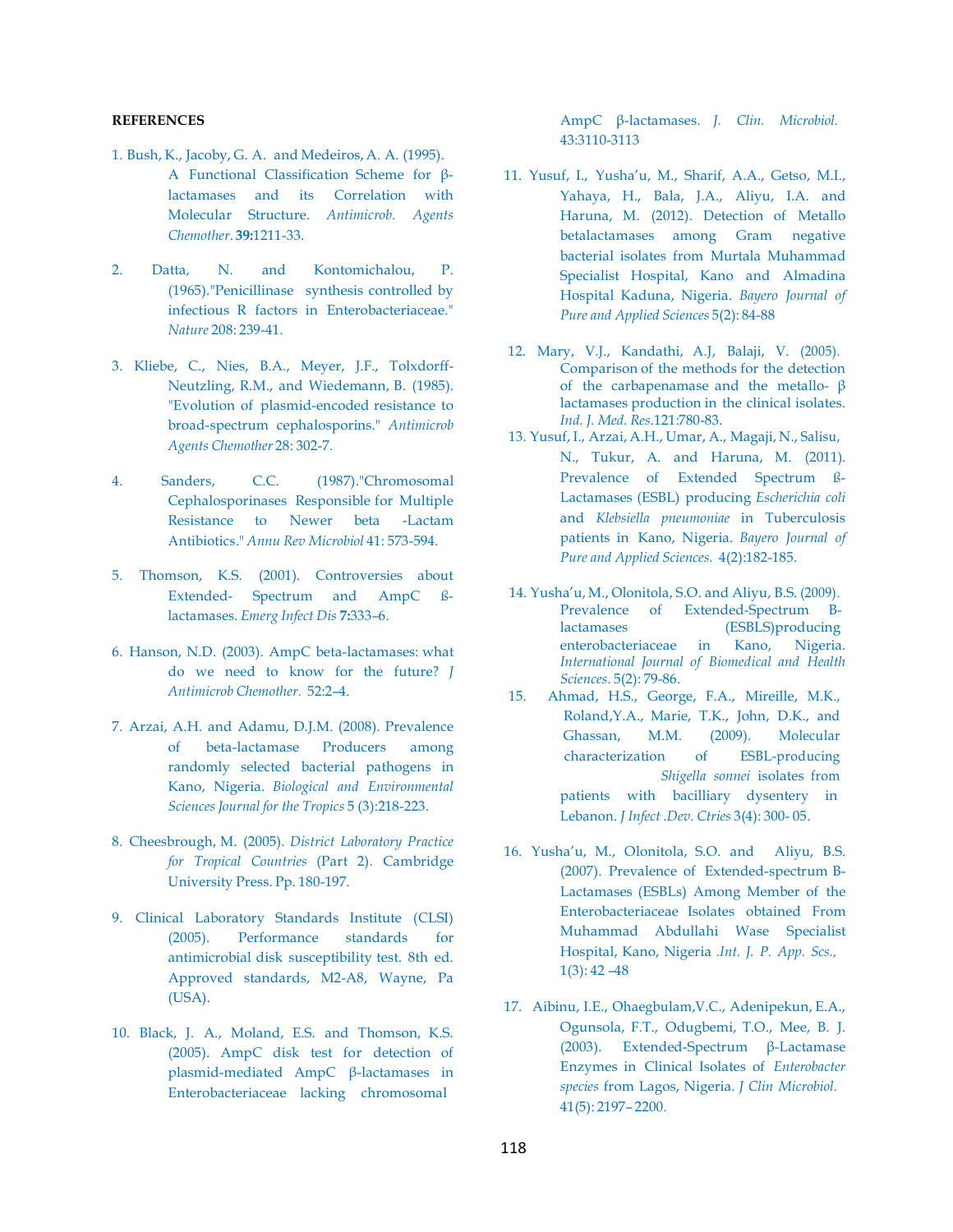**REFERENCES**

1. Bush, K., Jacoby, G. A. and Medeiros, A. A. (1995). A Functional Classification Scheme for β-lactamases and its Correlation with Molecular Structure. *Antimicrob. Agents Chemother*. **39:**1211-33.

2. Datta, N. and Kontomichalou, P. (1965)."Penicillinase synthesis controlled by infectious R factors in Enterobacteriaceae." *Nature* 208: 239-41.

3. Kliebe, C., Nies, B.A., Meyer, J.F., Tolxdorff-Neutzling, R.M., and Wiedemann, B. (1985). "Evolution of plasmid-encoded resistance to broad-spectrum cephalosporins." *Antimicrob Agents Chemother* 28: 302-7.

4. Sanders, C.C. (1987)."Chromosomal Cephalosporinases Responsible for Multiple Resistance to Newer beta -Lactam Antibiotics." *Annu Rev Microbiol* 41: 573-594.

5. Thomson, K.S. (2001). Controversies about Extended- Spectrum and AmpC ß-lactamases. *Emerg Infect Dis* **7:**333–6.

6. Hanson, N.D. (2003). AmpC beta-lactamases: what do we need to know for the future? *J Antimicrob Chemother.* 52:2–4.

7. Arzai, A.H. and Adamu, D.J.M. (2008). Prevalence of beta-lactamase Producers among randomly selected bacterial pathogens in Kano, Nigeria. *Biological and Environmental Sciences Journal for the Tropics* 5 (3):218-223.

8. Cheesbrough, M. (2005). *District Laboratory Practice for Tropical Countries* (Part 2). Cambridge University Press. Pp. 180-197.

9. Clinical Laboratory Standards Institute (CLSI) (2005). Performance standards for antimicrobial disk susceptibility test. 8th ed. Approved standards, M2-A8, Wayne, Pa (USA).

10. Black, J. A., Moland, E.S. and Thomson, K.S. (2005). AmpC disk test for detection of plasmid-mediated AmpC β-lactamases in Enterobacteriaceae lacking chromosomal AmpC β-lactamases. *J. Clin. Microbiol.* 43:3110-3113

11. Yusuf, I., Yusha'u, M., Sharif, A.A., Getso, M.I., Yahaya, H., Bala, J.A., Aliyu, I.A. and Haruna, M. (2012). Detection of Metallo betalactamases among Gram negative bacterial isolates from Murtala Muhammad Specialist Hospital, Kano and Almadina Hospital Kaduna, Nigeria. *Bayero Journal of Pure and Applied Sciences* 5(2): 84-88

12. Mary, V.J., Kandathi, A.J, Balaji, V. (2005). Comparison of the methods for the detection of the carbapenamase and the metallo- β lactamases production in the clinical isolates. *Ind. J. Med. Res.*121:780-83.

13. Yusuf, I., Arzai, A.H., Umar, A., Magaji, N., Salisu, N., Tukur, A. and Haruna, M. (2011). Prevalence of Extended Spectrum ß-Lactamases (ESBL) producing *Escherichia coli* and *Klebsiella pneumoniae* in Tuberculosis patients in Kano, Nigeria. *Bayero Journal of Pure and Applied Sciences.* 4(2):182-185.

14. Yusha'u, M., Olonitola, S.O. and Aliyu, B.S. (2009). Prevalence of Extended-Spectrum B-lactamases (ESBLS)producing enterobacteriaceae in Kano, Nigeria. *International Journal of Biomedical and Health Sciences*. 5(2): 79-86.

15. Ahmad, H.S., George, F.A., Mireille, M.K., Roland,Y.A., Marie, T.K., John, D.K., and Ghassan, M.M. (2009). Molecular characterization of ESBL-producing *Shigella sonnei* isolates from patients with bacilliary dysentery in Lebanon. *J Infect .Dev. Ctries* 3(4): 300- 05.

16. Yusha'u, M., Olonitola, S.O. and Aliyu, B.S. (2007). Prevalence of Extended-spectrum B-Lactamases (ESBLs) Among Member of the Enterobacteriaceae Isolates obtained From Muhammad Abdullahi Wase Specialist Hospital, Kano, Nigeria *.Int. J. P. App. Scs.,* 1(3): 42 –48

17. Aibinu, I.E., Ohaegbulam,V.C., Adenipekun, E.A., Ogunsola, F.T., Odugbemi, T.O., Mee, B. J. (2003). Extended-Spectrum β-Lactamase Enzymes in Clinical Isolates of *Enterobacter species* from Lagos, Nigeria. *J Clin Microbiol.* 41(5): 2197– 2200.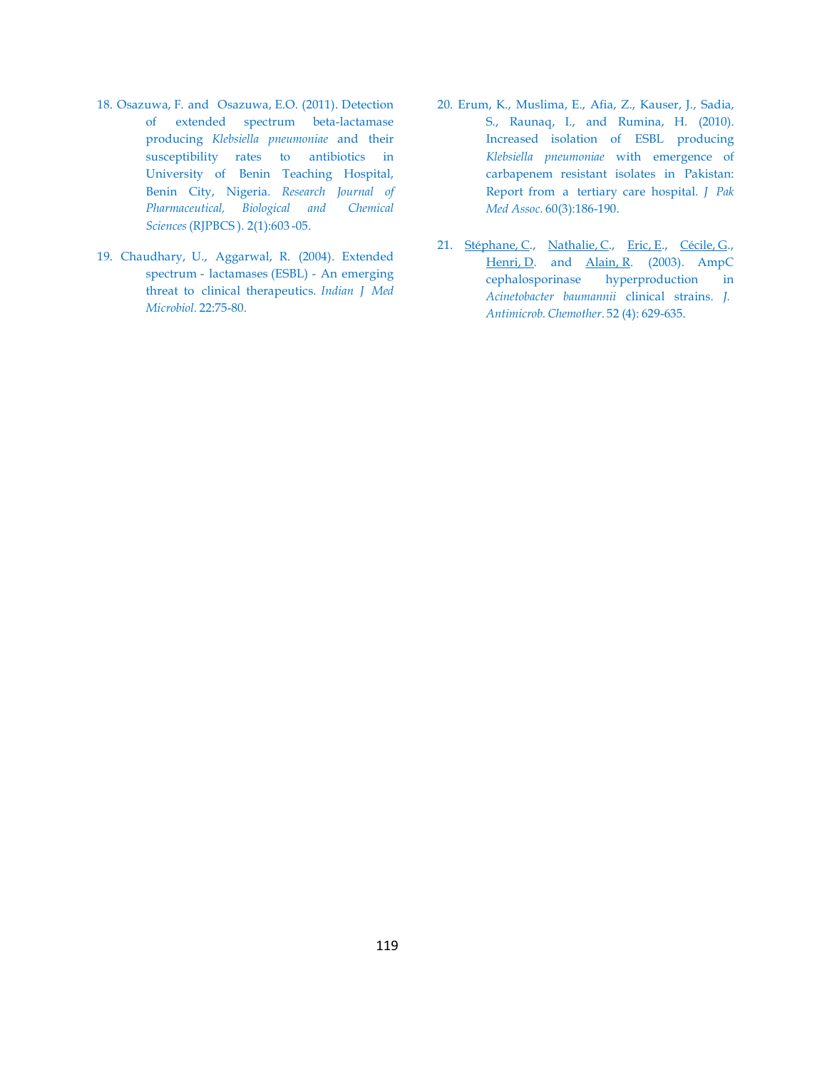18. Osazuwa, F. and Osazuwa, E.O. (2011). Detection of extended spectrum beta-lactamase producing *Klebsiella pneumoniae* and their susceptibility rates to antibiotics in University of Benin Teaching Hospital, Benin City, Nigeria. *Research Journal of Pharmaceutical, Biological and Chemical Sciences* (RJPBCS ). 2(1):603 -05.

19. Chaudhary, U., Aggarwal, R. (2004). Extended spectrum - lactamases (ESBL) - An emerging threat to clinical therapeutics. *Indian J Med Microbiol.* 22:75-80.

20. Erum, K., Muslima, E., Afia, Z., Kauser, J., Sadia, S., Raunaq, I., and Rumina, H. (2010). Increased isolation of ESBL producing *Klebsiella pneumoniae* with emergence of carbapenem resistant isolates in Pakistan: Report from a tertiary care hospital. *J Pak Med Assoc.* 60(3):186-190.

21. Stéphane, C., Nathalie, C., Eric, E., Cécile, G., Henri, D. and Alain, R. (2003). AmpC cephalosporinase hyperproduction in *Acinetobacter baumannii* clinical strains. *J. Antimicrob. Chemother.* 52 (4): 629-635.